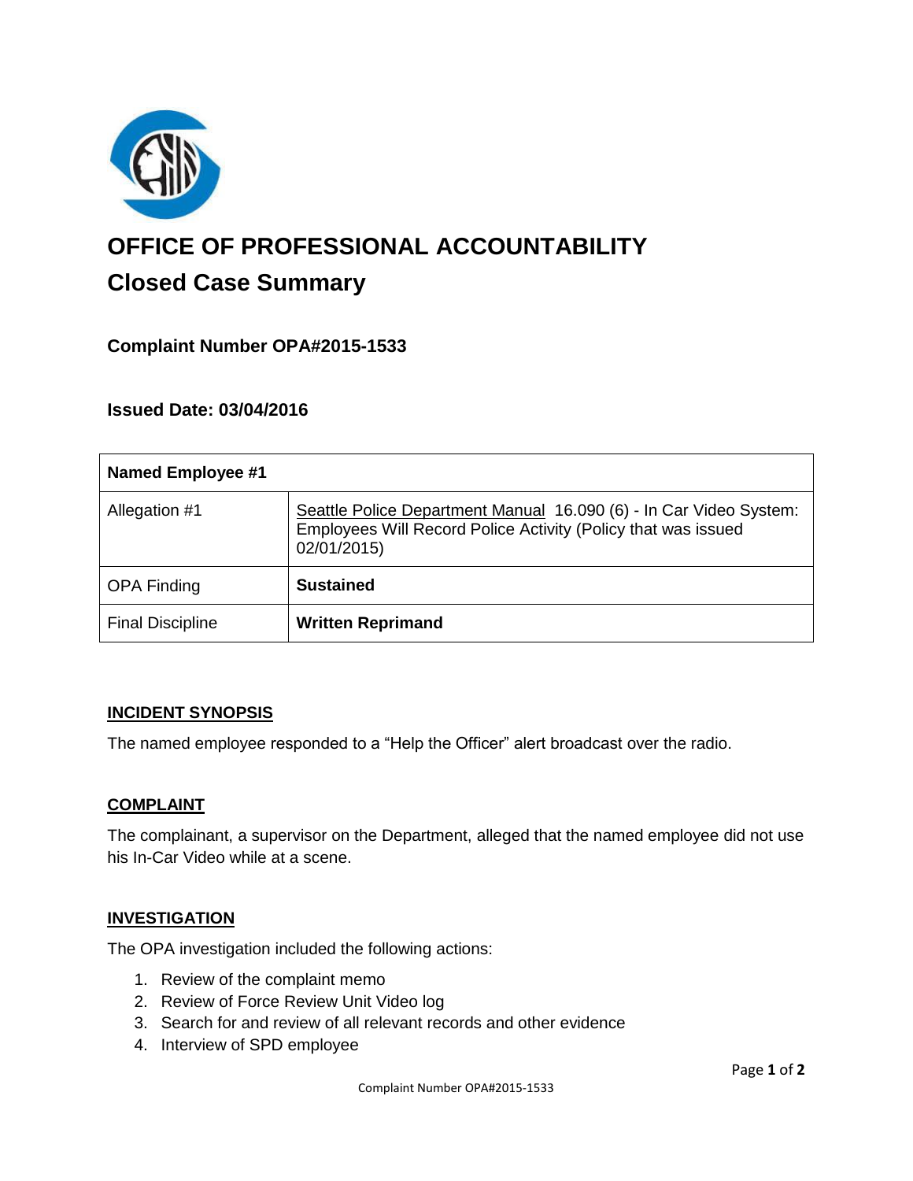# OFFICE OF PROFESSIONAL ACCOUNTABILITY

## Closed Case Summary

### Complaint Number OPA#2015-1533

### Issued Date: 03/04/2016

| **Named Employee #1** | |
|---|---|
| Allegation #1 | Seattle Police Department Manual 16.090 (6) - In Car Video System: Employees Will Record Police Activity (Policy that was issued 02/01/2015) |
| OPA Finding | **Sustained** |
| Final Discipline | **Written Reprimand** |

### INCIDENT SYNOPSIS

The named employee responded to a "Help the Officer" alert broadcast over the radio.

### COMPLAINT

The complainant, a supervisor on the Department, alleged that the named employee did not use his In-Car Video while at a scene.

### INVESTIGATION

The OPA investigation included the following actions:

1. Review of the complaint memo
2. Review of Force Review Unit Video log
3. Search for and review of all relevant records and other evidence
4. Interview of SPD employee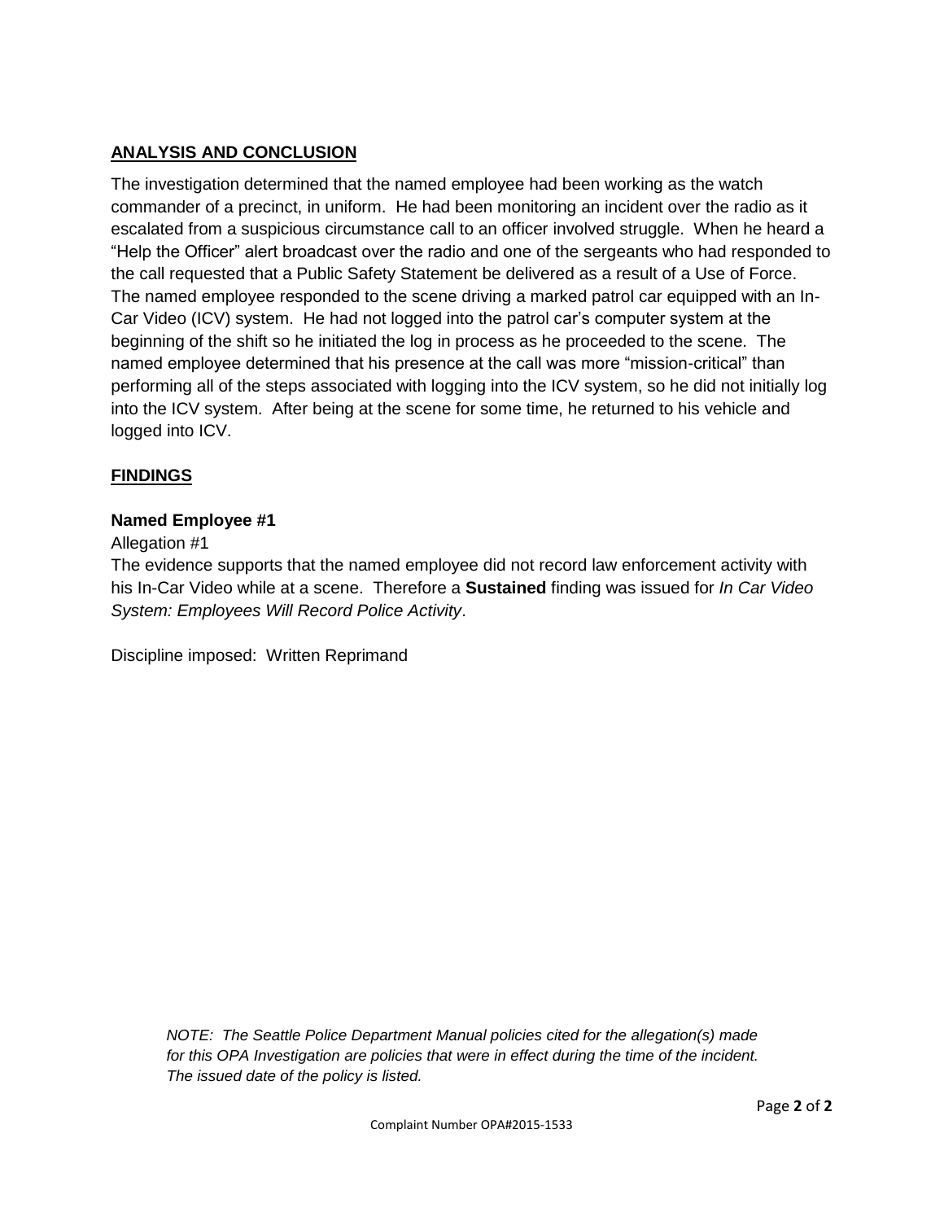## ANALYSIS AND CONCLUSION

The investigation determined that the named employee had been working as the watch commander of a precinct, in uniform. He had been monitoring an incident over the radio as it escalated from a suspicious circumstance call to an officer involved struggle. When he heard a "Help the Officer" alert broadcast over the radio and one of the sergeants who had responded to the call requested that a Public Safety Statement be delivered as a result of a Use of Force. The named employee responded to the scene driving a marked patrol car equipped with an In-Car Video (ICV) system. He had not logged into the patrol car's computer system at the beginning of the shift so he initiated the log in process as he proceeded to the scene. The named employee determined that his presence at the call was more "mission-critical" than performing all of the steps associated with logging into the ICV system, so he did not initially log into the ICV system. After being at the scene for some time, he returned to his vehicle and logged into ICV.

## FINDINGS

### Named Employee #1

Allegation #1

The evidence supports that the named employee did not record law enforcement activity with his In-Car Video while at a scene. Therefore a **Sustained** finding was issued for *In Car Video System: Employees Will Record Police Activity*.

Discipline imposed: Written Reprimand

*NOTE: The Seattle Police Department Manual policies cited for the allegation(s) made for this OPA Investigation are policies that were in effect during the time of the incident. The issued date of the policy is listed.*

Complaint Number OPA#2015-1533